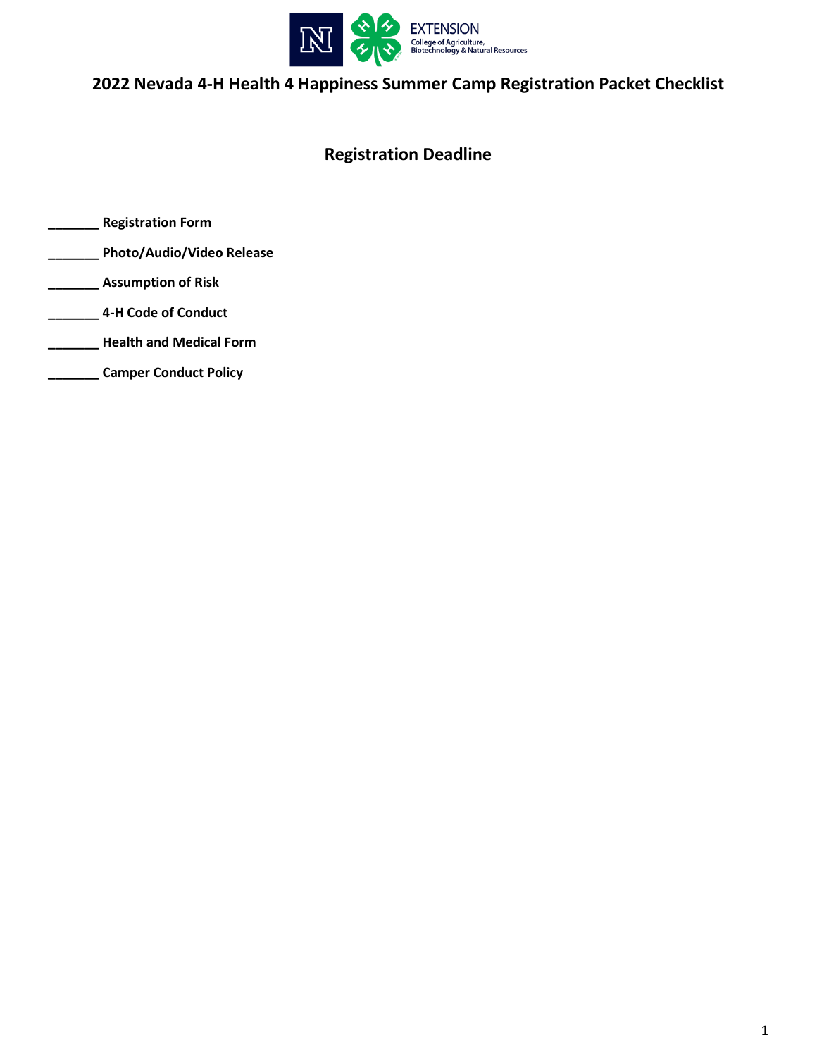# 2022 Nevada 4-H Health 4 Happiness Summer Camp Registration Packet Checklist

## Registration Deadline

_______ **Registration Form**

_______ **Photo/Audio/Video Release**

_______ **Assumption of Risk**

_______ **4-H Code of Conduct**

_______ **Health and Medical Form**

_______ **Camper Conduct Policy**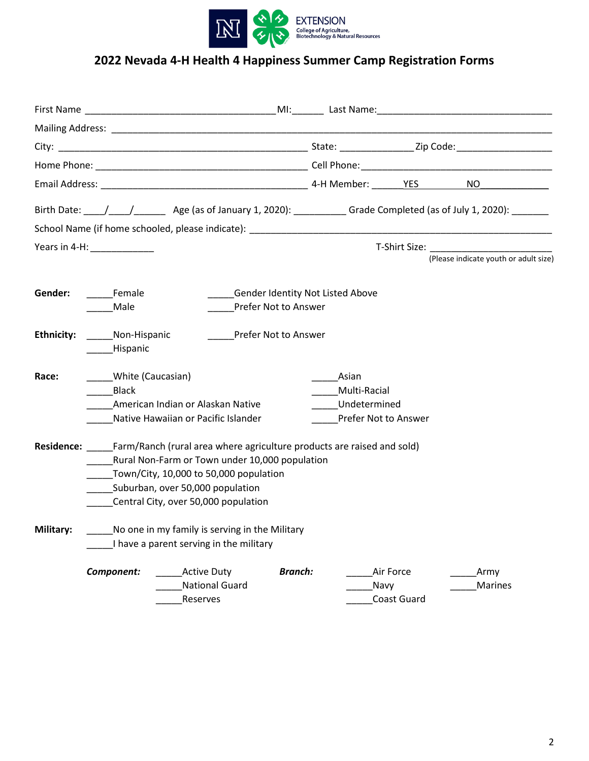# 2022 Nevada 4-H Health 4 Happiness Summer Camp Registration Forms

First Name ___________________________________ MI:______ Last Name:_________________________________

Mailing Address: _______________________________________________________________________________

City: _______________________________________________ State: ______________ Zip Code:__________________

Home Phone: ________________________________________ Cell Phone:____________________________________

Email Address: _______________________________________ 4-H Member: ______YES NO____________

Birth Date: ____/____/______ Age (as of January 1, 2020): __________ Grade Completed (as of July 1, 2020): _______

School Name (if home schooled, please indicate): _________________________________________________________

Years in 4-H: ____________ T-Shirt Size: _______________________
(Please indicate youth or adult size)

**Gender:**
- _____Female
- _____Male
- _____Gender Identity Not Listed Above
- _____Prefer Not to Answer

**Ethnicity:**
- _____Non-Hispanic
- _____Hispanic
- _____Prefer Not to Answer

**Race:**
- _____White (Caucasian)
- _____Black
- _____American Indian or Alaskan Native
- _____Native Hawaiian or Pacific Islander
- _____Asian
- _____Multi-Racial
- _____Undetermined
- _____Prefer Not to Answer

**Residence:**
- _____Farm/Ranch (rural area where agriculture products are raised and sold)
- _____Rural Non-Farm or Town under 10,000 population
- _____Town/City, 10,000 to 50,000 population
- _____Suburban, over 50,000 population
- _____Central City, over 50,000 population

**Military:**
- _____No one in my family is serving in the Military
- _____I have a parent serving in the military

***Component:***
- _____Active Duty
- _____National Guard
- _____Reserves

***Branch:***
- _____Air Force
- _____Navy
- _____Coast Guard
- _____Army
- _____Marines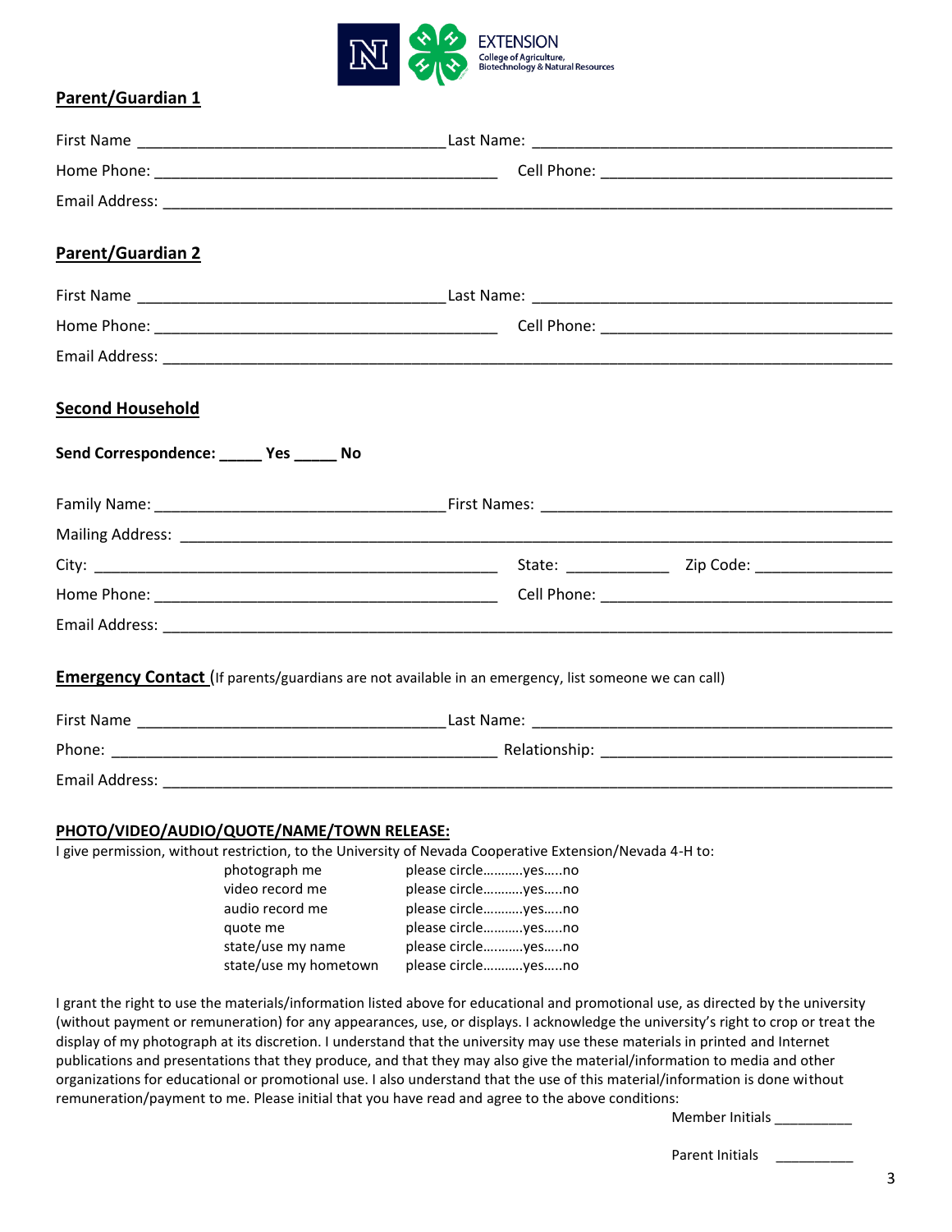## Parent/Guardian 1

First Name ___________________________________ Last Name: ___________________________________________

Home Phone: ________________________________________ Cell Phone: __________________________________

Email Address: ____________________________________________________________________________________

## Parent/Guardian 2

First Name ___________________________________ Last Name: ___________________________________________

Home Phone: ________________________________________ Cell Phone: __________________________________

Email Address: ____________________________________________________________________________________

## Second Household

**Send Correspondence: _____ Yes _____ No**

Family Name: __________________________________ First Names: __________________________________________

Mailing Address: ___________________________________________________________________________________

City: _______________________________________________ State: ____________ Zip Code: ________________

Home Phone: ________________________________________ Cell Phone: __________________________________

Email Address: ____________________________________________________________________________________

## Emergency Contact (If parents/guardians are not available in an emergency, list someone we can call)

First Name ___________________________________ Last Name: ___________________________________________

Phone: ______________________________________________ Relationship: __________________________________

Email Address: ____________________________________________________________________________________

## PHOTO/VIDEO/AUDIO/QUOTE/NAME/TOWN RELEASE:

I give permission, without restriction, to the University of Nevada Cooperative Extension/Nevada 4-H to:

| | |
|---|---|
| photograph me | please circle...........yes.....no |
| video record me | please circle...........yes.....no |
| audio record me | please circle...........yes.....no |
| quote me | please circle...........yes.....no |
| state/use my name | please circle...........yes.....no |
| state/use my hometown | please circle...........yes.....no |

I grant the right to use the materials/information listed above for educational and promotional use, as directed by the university (without payment or remuneration) for any appearances, use, or displays. I acknowledge the university's right to crop or treat the display of my photograph at its discretion. I understand that the university may use these materials in printed and Internet publications and presentations that they produce, and that they may also give the material/information to media and other organizations for educational or promotional use. I also understand that the use of this material/information is done without remuneration/payment to me. Please initial that you have read and agree to the above conditions:

Member Initials __________

Parent Initials __________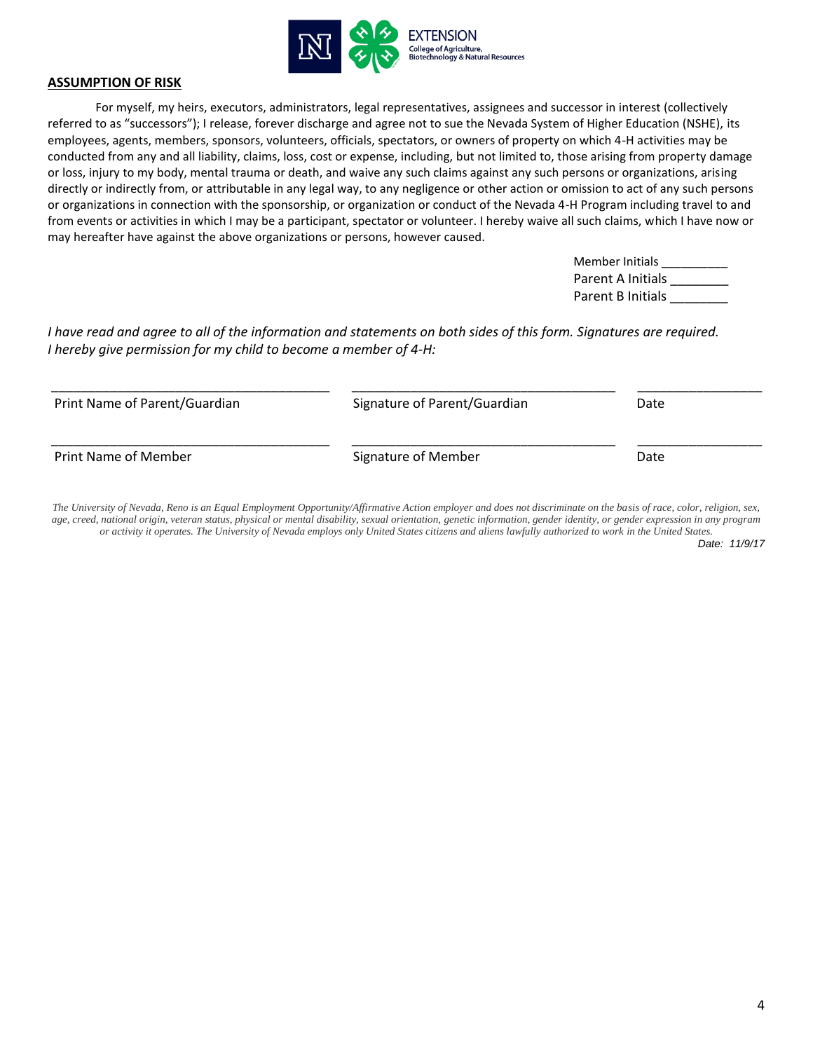## ASSUMPTION OF RISK

For myself, my heirs, executors, administrators, legal representatives, assignees and successor in interest (collectively referred to as "successors"); I release, forever discharge and agree not to sue the Nevada System of Higher Education (NSHE), its employees, agents, members, sponsors, volunteers, officials, spectators, or owners of property on which 4-H activities may be conducted from any and all liability, claims, loss, cost or expense, including, but not limited to, those arising from property damage or loss, injury to my body, mental trauma or death, and waive any such claims against any such persons or organizations, arising directly or indirectly from, or attributable in any legal way, to any negligence or other action or omission to act of any such persons or organizations in connection with the sponsorship, or organization or conduct of the Nevada 4-H Program including travel to and from events or activities in which I may be a participant, spectator or volunteer. I hereby waive all such claims, which I have now or may hereafter have against the above organizations or persons, however caused.

Member Initials _________
Parent A Initials ________
Parent B Initials ________

*I have read and agree to all of the information and statements on both sides of this form. Signatures are required. I hereby give permission for my child to become a member of 4-H:*

| ______________________________ | ______________________________ | _______________ |
|---|---|---|
| Print Name of Parent/Guardian | Signature of Parent/Guardian | Date |
| ______________________________ | ______________________________ | _______________ |
| Print Name of Member | Signature of Member | Date |

*The University of Nevada, Reno is an Equal Employment Opportunity/Affirmative Action employer and does not discriminate on the basis of race, color, religion, sex, age, creed, national origin, veteran status, physical or mental disability, sexual orientation, genetic information, gender identity, or gender expression in any program or activity it operates. The University of Nevada employs only United States citizens and aliens lawfully authorized to work in the United States.*

*Date: 11/9/17*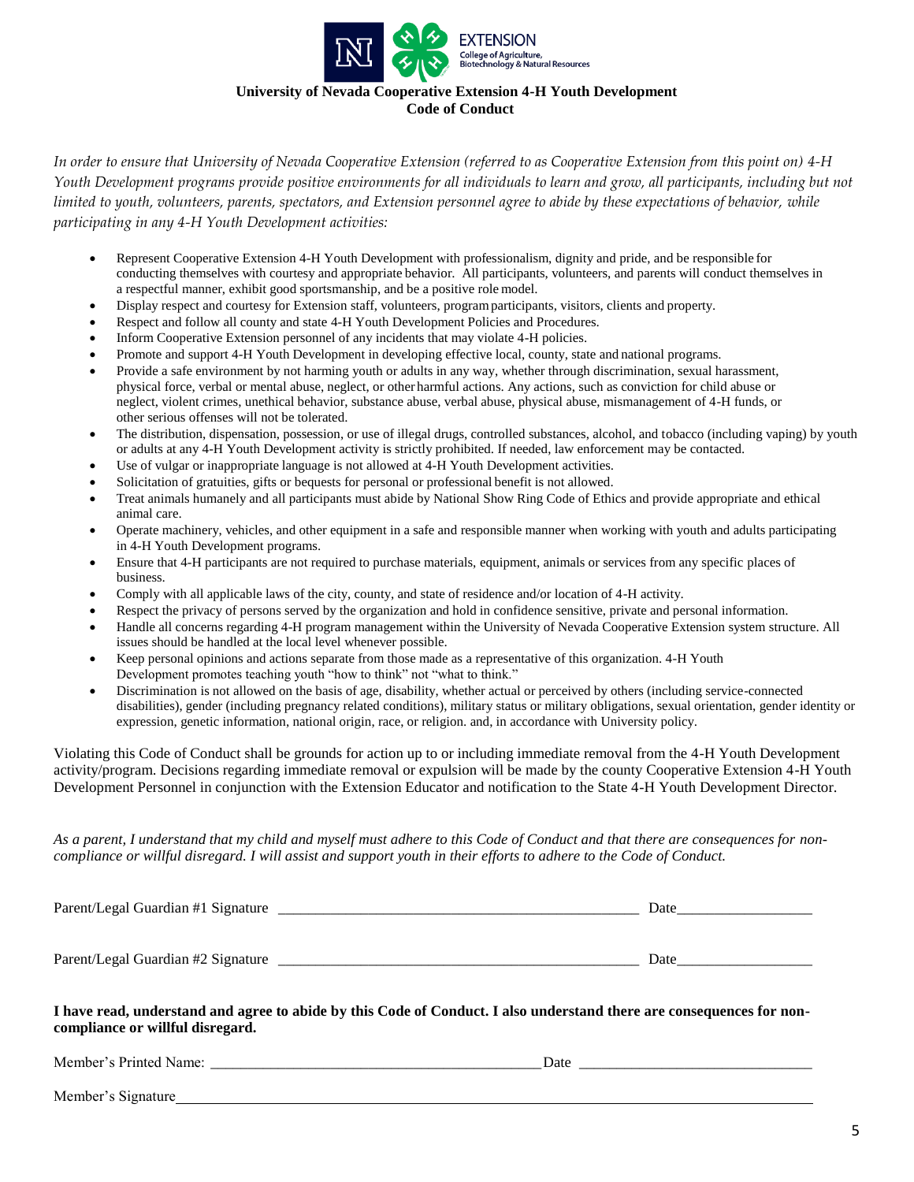**University of Nevada Cooperative Extension 4-H Youth Development**
**Code of Conduct**

*In order to ensure that University of Nevada Cooperative Extension (referred to as Cooperative Extension from this point on) 4-H Youth Development programs provide positive environments for all individuals to learn and grow, all participants, including but not limited to youth, volunteers, parents, spectators, and Extension personnel agree to abide by these expectations of behavior, while participating in any 4-H Youth Development activities:*

- Represent Cooperative Extension 4-H Youth Development with professionalism, dignity and pride, and be responsible for conducting themselves with courtesy and appropriate behavior. All participants, volunteers, and parents will conduct themselves in a respectful manner, exhibit good sportsmanship, and be a positive role model.
- Display respect and courtesy for Extension staff, volunteers, program participants, visitors, clients and property.
- Respect and follow all county and state 4-H Youth Development Policies and Procedures.
- Inform Cooperative Extension personnel of any incidents that may violate 4-H policies.
- Promote and support 4-H Youth Development in developing effective local, county, state and national programs.
- Provide a safe environment by not harming youth or adults in any way, whether through discrimination, sexual harassment, physical force, verbal or mental abuse, neglect, or other harmful actions. Any actions, such as conviction for child abuse or neglect, violent crimes, unethical behavior, substance abuse, verbal abuse, physical abuse, mismanagement of 4-H funds, or other serious offenses will not be tolerated.
- The distribution, dispensation, possession, or use of illegal drugs, controlled substances, alcohol, and tobacco (including vaping) by youth or adults at any 4-H Youth Development activity is strictly prohibited. If needed, law enforcement may be contacted.
- Use of vulgar or inappropriate language is not allowed at 4-H Youth Development activities.
- Solicitation of gratuities, gifts or bequests for personal or professional benefit is not allowed.
- Treat animals humanely and all participants must abide by National Show Ring Code of Ethics and provide appropriate and ethical animal care.
- Operate machinery, vehicles, and other equipment in a safe and responsible manner when working with youth and adults participating in 4-H Youth Development programs.
- Ensure that 4-H participants are not required to purchase materials, equipment, animals or services from any specific places of business.
- Comply with all applicable laws of the city, county, and state of residence and/or location of 4-H activity.
- Respect the privacy of persons served by the organization and hold in confidence sensitive, private and personal information.
- Handle all concerns regarding 4-H program management within the University of Nevada Cooperative Extension system structure. All issues should be handled at the local level whenever possible.
- Keep personal opinions and actions separate from those made as a representative of this organization. 4-H Youth Development promotes teaching youth "how to think" not "what to think."
- Discrimination is not allowed on the basis of age, disability, whether actual or perceived by others (including service-connected disabilities), gender (including pregnancy related conditions), military status or military obligations, sexual orientation, gender identity or expression, genetic information, national origin, race, or religion. and, in accordance with University policy.

Violating this Code of Conduct shall be grounds for action up to or including immediate removal from the 4-H Youth Development activity/program. Decisions regarding immediate removal or expulsion will be made by the county Cooperative Extension 4-H Youth Development Personnel in conjunction with the Extension Educator and notification to the State 4-H Youth Development Director.

*As a parent, I understand that my child and myself must adhere to this Code of Conduct and that there are consequences for non-compliance or willful disregard. I will assist and support youth in their efforts to adhere to the Code of Conduct.*

Parent/Legal Guardian #1 Signature _______________________________________________ Date__________________

Parent/Legal Guardian #2 Signature _______________________________________________ Date__________________

**I have read, understand and agree to abide by this Code of Conduct. I also understand there are consequences for non-compliance or willful disregard.**

Member's Printed Name: ___________________________________________ Date ______________________________

Member's Signature____________________________________________________________________________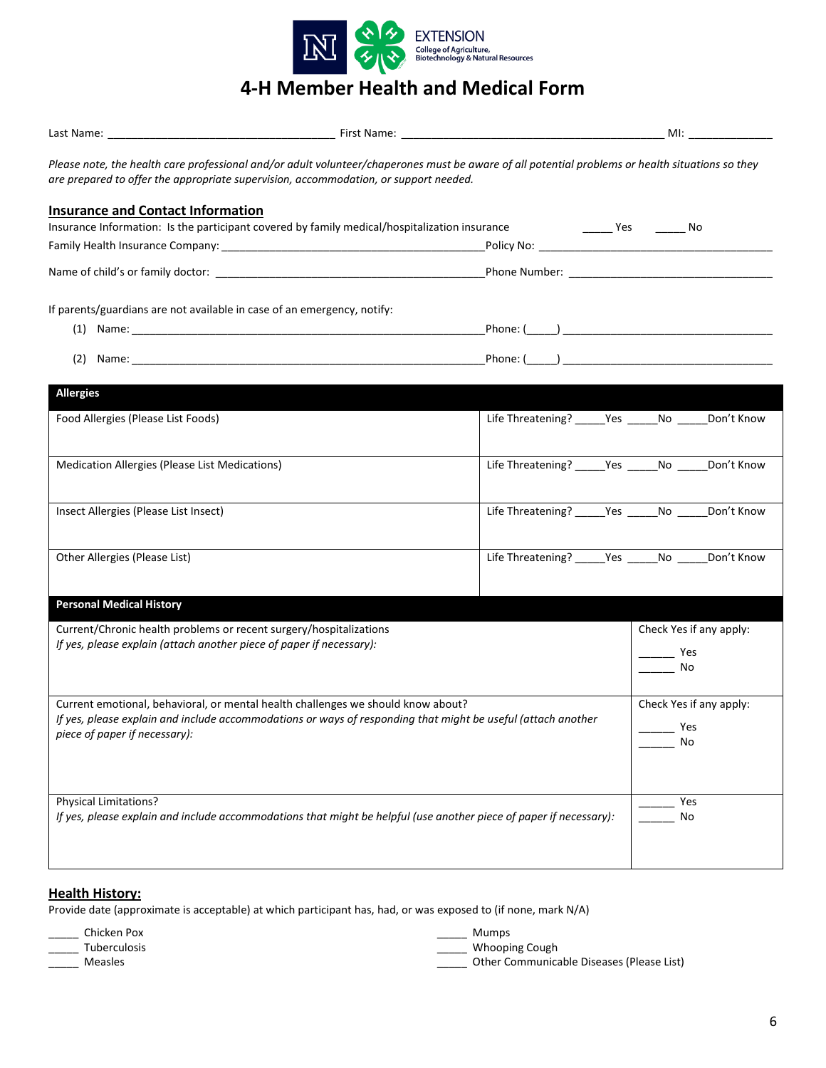EXTENSION
College of Agriculture, Biotechnology & Natural Resources

# 4-H Member Health and Medical Form

Last Name: ____________________________________ First Name: _________________________________________ MI: _____________

*Please note, the health care professional and/or adult volunteer/chaperones must be aware of all potential problems or health situations so they are prepared to offer the appropriate supervision, accommodation, or support needed.*

## Insurance and Contact Information

Insurance Information: Is the participant covered by family medical/hospitalization insurance _____ Yes _____ No

Family Health Insurance Company: ___________________________________________ Policy No: _______________________________________

Name of child's or family doctor: ____________________________________________ Phone Number: __________________________________

If parents/guardians are not available in case of an emergency, notify:

(1) Name: __________________________________________________________ Phone: (_____) __________________________________

(2) Name: __________________________________________________________ Phone: (_____) __________________________________

| Allergies | |
|---|---|
| Food Allergies (Please List Foods) | Life Threatening? _____Yes _____No _____Don't Know |
| Medication Allergies (Please List Medications) | Life Threatening? _____Yes _____No _____Don't Know |
| Insect Allergies (Please List Insect) | Life Threatening? _____Yes _____No _____Don't Know |
| Other Allergies (Please List) | Life Threatening? _____Yes _____No _____Don't Know |

| Personal Medical History | |
|---|---|
| Current/Chronic health problems or recent surgery/hospitalizations<br>*If yes, please explain (attach another piece of paper if necessary):* | Check Yes if any apply:<br>______ Yes<br>______ No |
| Current emotional, behavioral, or mental health challenges we should know about?<br>*If yes, please explain and include accommodations or ways of responding that might be useful (attach another piece of paper if necessary):* | Check Yes if any apply:<br>______ Yes<br>______ No |
| Physical Limitations?<br>*If yes, please explain and include accommodations that might be helpful (use another piece of paper if necessary):* | ______ Yes<br>______ No |

## Health History:

Provide date (approximate is acceptable) at which participant has, had, or was exposed to (if none, mark N/A)

_____ Chicken Pox
_____ Tuberculosis
_____ Measles
_____ Mumps
_____ Whooping Cough
_____ Other Communicable Diseases (Please List)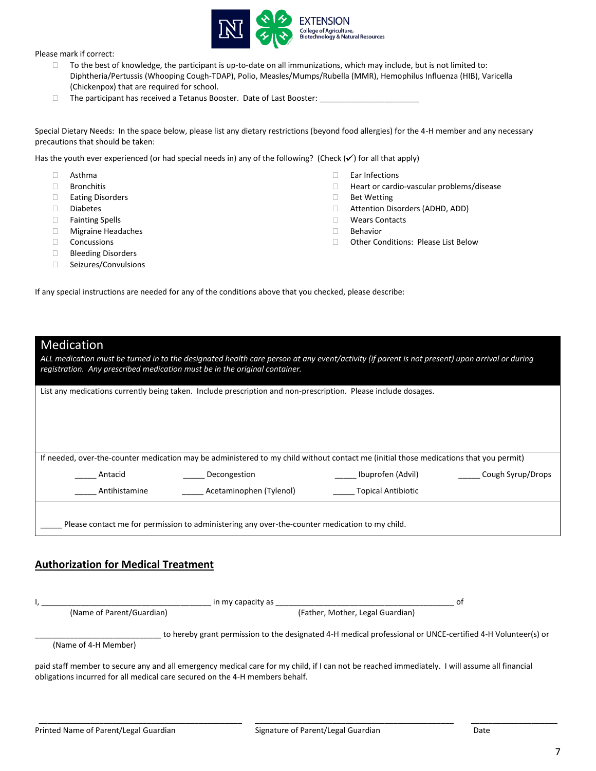Please mark if correct:

- ☐ To the best of knowledge, the participant is up-to-date on all immunizations, which may include, but is not limited to: Diphtheria/Pertussis (Whooping Cough-TDAP), Polio, Measles/Mumps/Rubella (MMR), Hemophilus Influenza (HIB), Varicella (Chickenpox) that are required for school.
- ☐ The participant has received a Tetanus Booster. Date of Last Booster: _______________________

Special Dietary Needs: In the space below, please list any dietary restrictions (beyond food allergies) for the 4-H member and any necessary precautions that should be taken:

Has the youth ever experienced (or had special needs in) any of the following? (Check (✓) for all that apply)

- ☐ Asthma
- ☐ Bronchitis
- ☐ Eating Disorders
- ☐ Diabetes
- ☐ Fainting Spells
- ☐ Migraine Headaches
- ☐ Concussions
- ☐ Bleeding Disorders
- ☐ Seizures/Convulsions
- ☐ Ear Infections
- ☐ Heart or cardio-vascular problems/disease
- ☐ Bet Wetting
- ☐ Attention Disorders (ADHD, ADD)
- ☐ Wears Contacts
- ☐ Behavior
- ☐ Other Conditions: Please List Below

If any special instructions are needed for any of the conditions above that you checked, please describe:

## Medication

*ALL medication must be turned in to the designated health care person at any event/activity (if parent is not present) upon arrival or during registration. Any prescribed medication must be in the original container.*

List any medications currently being taken. Include prescription and non-prescription. Please include dosages.

If needed, over-the-counter medication may be administered to my child without contact me (initial those medications that you permit)

_____ Antacid _____ Decongestion _____ Ibuprofen (Advil) _____ Cough Syrup/Drops

_____ Antihistamine _____ Acetaminophen (Tylenol) _____ Topical Antibiotic

_____ Please contact me for permission to administering any over-the-counter medication to my child.

## Authorization for Medical Treatment

I, ________________________________________ in my capacity as __________________________________________ of
(Name of Parent/Guardian) (Father, Mother, Legal Guardian)

______________________________ to hereby grant permission to the designated 4-H medical professional or UNCE-certified 4-H Volunteer(s) or
(Name of 4-H Member)

paid staff member to secure any and all emergency medical care for my child, if I can not be reached immediately. I will assume all financial obligations incurred for all medical care secured on the 4-H members behalf.

________________________________________________ ________________________________________________ ____________________

Printed Name of Parent/Legal Guardian Signature of Parent/Legal Guardian Date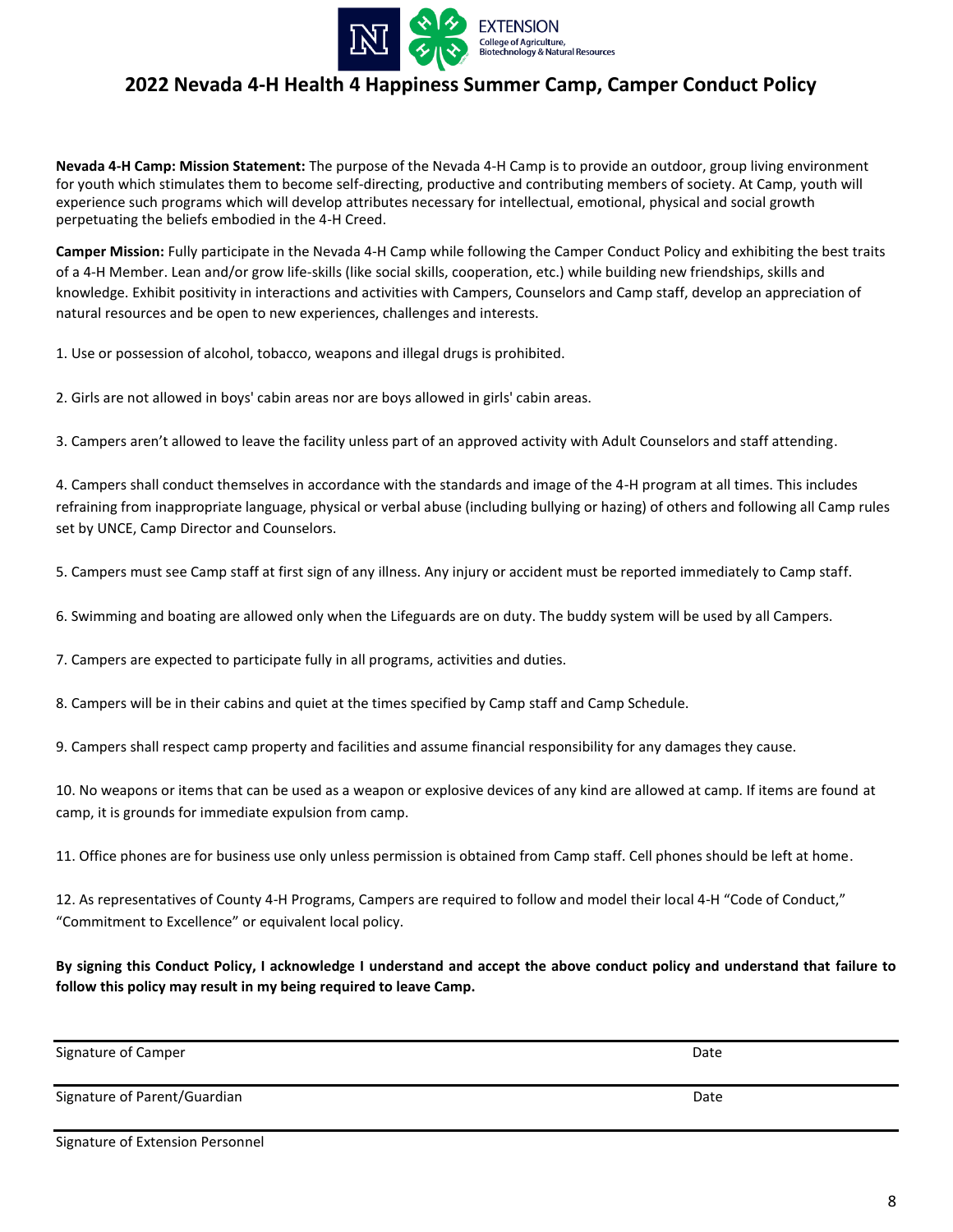# 2022 Nevada 4-H Health 4 Happiness Summer Camp, Camper Conduct Policy

**Nevada 4-H Camp: Mission Statement:** The purpose of the Nevada 4-H Camp is to provide an outdoor, group living environment for youth which stimulates them to become self-directing, productive and contributing members of society. At Camp, youth will experience such programs which will develop attributes necessary for intellectual, emotional, physical and social growth perpetuating the beliefs embodied in the 4-H Creed.

**Camper Mission:** Fully participate in the Nevada 4-H Camp while following the Camper Conduct Policy and exhibiting the best traits of a 4-H Member. Lean and/or grow life-skills (like social skills, cooperation, etc.) while building new friendships, skills and knowledge. Exhibit positivity in interactions and activities with Campers, Counselors and Camp staff, develop an appreciation of natural resources and be open to new experiences, challenges and interests.

1. Use or possession of alcohol, tobacco, weapons and illegal drugs is prohibited.

2. Girls are not allowed in boys' cabin areas nor are boys allowed in girls' cabin areas.

3. Campers aren't allowed to leave the facility unless part of an approved activity with Adult Counselors and staff attending.

4. Campers shall conduct themselves in accordance with the standards and image of the 4-H program at all times. This includes refraining from inappropriate language, physical or verbal abuse (including bullying or hazing) of others and following all Camp rules set by UNCE, Camp Director and Counselors.

5. Campers must see Camp staff at first sign of any illness. Any injury or accident must be reported immediately to Camp staff.

6. Swimming and boating are allowed only when the Lifeguards are on duty. The buddy system will be used by all Campers.

7. Campers are expected to participate fully in all programs, activities and duties.

8. Campers will be in their cabins and quiet at the times specified by Camp staff and Camp Schedule.

9. Campers shall respect camp property and facilities and assume financial responsibility for any damages they cause.

10. No weapons or items that can be used as a weapon or explosive devices of any kind are allowed at camp. If items are found at camp, it is grounds for immediate expulsion from camp.

11. Office phones are for business use only unless permission is obtained from Camp staff. Cell phones should be left at home.

12. As representatives of County 4-H Programs, Campers are required to follow and model their local 4-H "Code of Conduct," "Commitment to Excellence" or equivalent local policy.

**By signing this Conduct Policy, I acknowledge I understand and accept the above conduct policy and understand that failure to follow this policy may result in my being required to leave Camp.**

Signature of Camper &emsp;&emsp;&emsp;&emsp;&emsp;&emsp;&emsp;&emsp;&emsp;&emsp; Date

Signature of Parent/Guardian &emsp;&emsp;&emsp;&emsp;&emsp;&emsp;&emsp;&emsp; Date

Signature of Extension Personnel